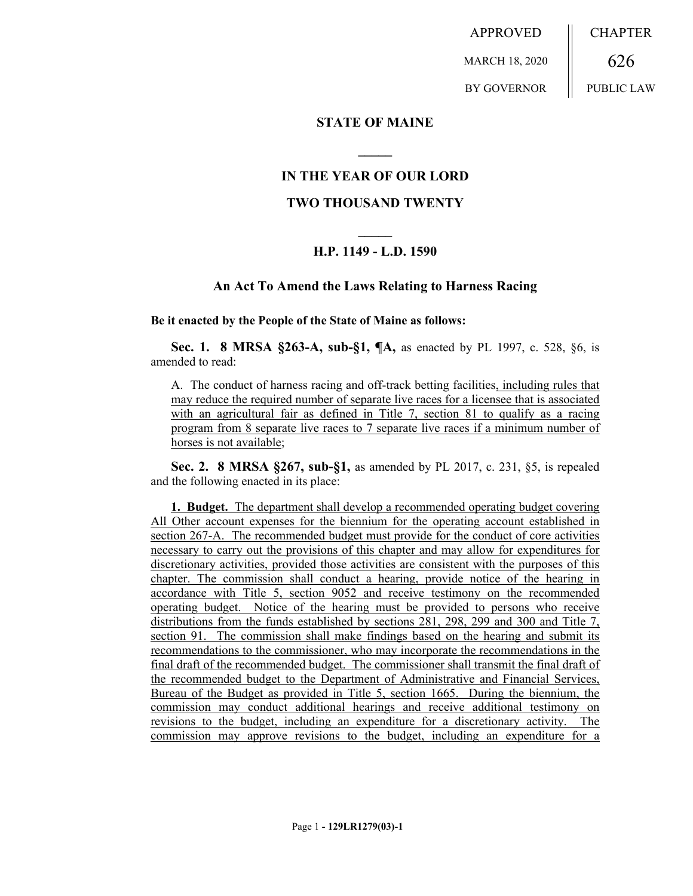APPROVED MARCH 18, 2020 BY GOVERNOR

CHAPTER 626 PUBLIC LAW

**STATE OF MAINE**

**IN THE YEAR OF OUR LORD**

**TWO THOUSAND TWENTY**

**H.P. 1149 - L.D. 1590**

**An Act To Amend the Laws Relating to Harness Racing**

**Be it enacted by the People of the State of Maine as follows:**

**Sec. 1. 8 MRSA §263-A, sub-§1, ¶A,** as enacted by PL 1997, c. 528, §6, is amended to read:

A. The conduct of harness racing and off-track betting facilities, including rules that may reduce the required number of separate live races for a licensee that is associated with an agricultural fair as defined in Title 7, section 81 to qualify as a racing program from 8 separate live races to 7 separate live races if a minimum number of horses is not available;

**Sec. 2. 8 MRSA §267, sub-§1,** as amended by PL 2017, c. 231, §5, is repealed and the following enacted in its place:

**1. Budget.** The department shall develop a recommended operating budget covering All Other account expenses for the biennium for the operating account established in section 267-A. The recommended budget must provide for the conduct of core activities necessary to carry out the provisions of this chapter and may allow for expenditures for discretionary activities, provided those activities are consistent with the purposes of this chapter. The commission shall conduct a hearing, provide notice of the hearing in accordance with Title 5, section 9052 and receive testimony on the recommended operating budget. Notice of the hearing must be provided to persons who receive distributions from the funds established by sections 281, 298, 299 and 300 and Title 7, section 91. The commission shall make findings based on the hearing and submit its recommendations to the commissioner, who may incorporate the recommendations in the final draft of the recommended budget. The commissioner shall transmit the final draft of the recommended budget to the Department of Administrative and Financial Services, Bureau of the Budget as provided in Title 5, section 1665. During the biennium, the commission may conduct additional hearings and receive additional testimony on revisions to the budget, including an expenditure for a discretionary activity. The commission may approve revisions to the budget, including an expenditure for a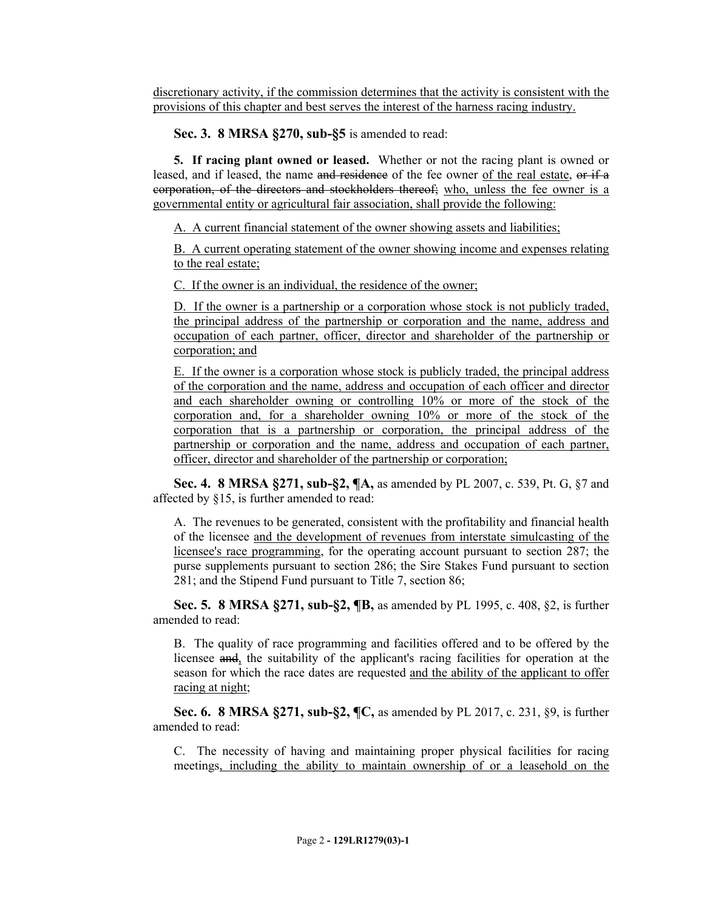discretionary activity, if the commission determines that the activity is consistent with the provisions of this chapter and best serves the interest of the harness racing industry.

**Sec. 3. 8 MRSA §270, sub-§5** is amended to read:

**5. If racing plant owned or leased.** Whether or not the racing plant is owned or leased, and if leased, the name ~~and residence~~ of the fee owner of the real estate, ~~or if a corporation, of the directors and stockholders thereof;~~ who, unless the fee owner is a governmental entity or agricultural fair association, shall provide the following:

A. A current financial statement of the owner showing assets and liabilities;

B. A current operating statement of the owner showing income and expenses relating to the real estate;

C. If the owner is an individual, the residence of the owner;

D. If the owner is a partnership or a corporation whose stock is not publicly traded, the principal address of the partnership or corporation and the name, address and occupation of each partner, officer, director and shareholder of the partnership or corporation; and

E. If the owner is a corporation whose stock is publicly traded, the principal address of the corporation and the name, address and occupation of each officer and director and each shareholder owning or controlling 10% or more of the stock of the corporation and, for a shareholder owning 10% or more of the stock of the corporation that is a partnership or corporation, the principal address of the partnership or corporation and the name, address and occupation of each partner, officer, director and shareholder of the partnership or corporation;

**Sec. 4. 8 MRSA §271, sub-§2, ¶A,** as amended by PL 2007, c. 539, Pt. G, §7 and affected by §15, is further amended to read:

A. The revenues to be generated, consistent with the profitability and financial health of the licensee and the development of revenues from interstate simulcasting of the licensee's race programming, for the operating account pursuant to section 287; the purse supplements pursuant to section 286; the Sire Stakes Fund pursuant to section 281; and the Stipend Fund pursuant to Title 7, section 86;

**Sec. 5. 8 MRSA §271, sub-§2, ¶B,** as amended by PL 1995, c. 408, §2, is further amended to read:

B. The quality of race programming and facilities offered and to be offered by the licensee ~~and~~, the suitability of the applicant's racing facilities for operation at the season for which the race dates are requested and the ability of the applicant to offer racing at night;

**Sec. 6. 8 MRSA §271, sub-§2, ¶C,** as amended by PL 2017, c. 231, §9, is further amended to read:

C. The necessity of having and maintaining proper physical facilities for racing meetings, including the ability to maintain ownership of or a leasehold on the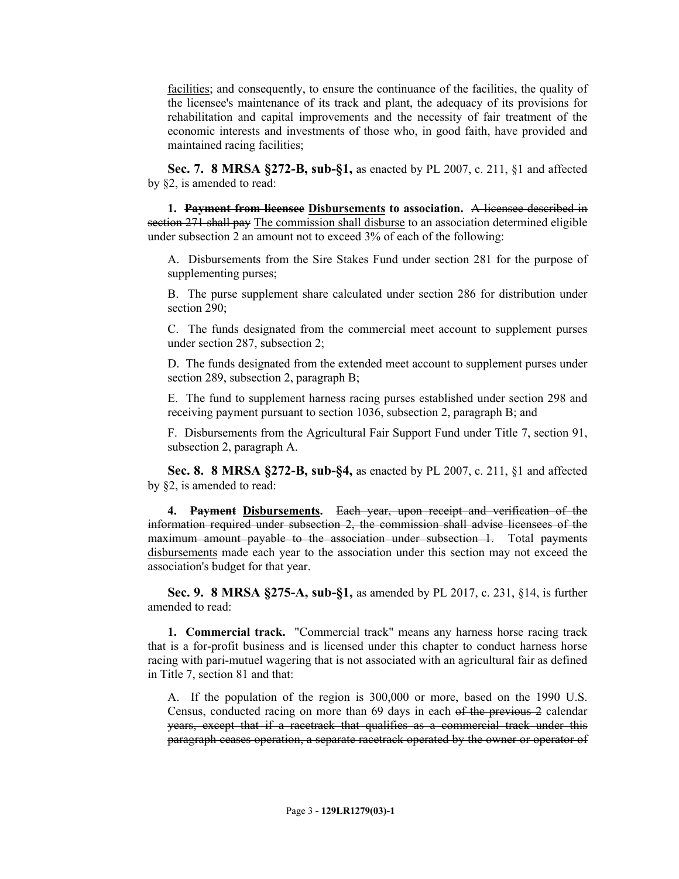facilities; and consequently, to ensure the continuance of the facilities, the quality of the licensee's maintenance of its track and plant, the adequacy of its provisions for rehabilitation and capital improvements and the necessity of fair treatment of the economic interests and investments of those who, in good faith, have provided and maintained racing facilities;

**Sec. 7. 8 MRSA §272-B, sub-§1,** as enacted by PL 2007, c. 211, §1 and affected by §2, is amended to read:

**1. ~~Payment from licensee~~ Disbursements to association.** ~~A licensee described in section 271 shall pay~~ The commission shall disburse to an association determined eligible under subsection 2 an amount not to exceed 3% of each of the following:

A. Disbursements from the Sire Stakes Fund under section 281 for the purpose of supplementing purses;

B. The purse supplement share calculated under section 286 for distribution under section 290;

C. The funds designated from the commercial meet account to supplement purses under section 287, subsection 2;

D. The funds designated from the extended meet account to supplement purses under section 289, subsection 2, paragraph B;

E. The fund to supplement harness racing purses established under section 298 and receiving payment pursuant to section 1036, subsection 2, paragraph B; and

F. Disbursements from the Agricultural Fair Support Fund under Title 7, section 91, subsection 2, paragraph A.

**Sec. 8. 8 MRSA §272-B, sub-§4,** as enacted by PL 2007, c. 211, §1 and affected by §2, is amended to read:

**4. ~~Payment~~ Disbursements.** ~~Each year, upon receipt and verification of the information required under subsection 2, the commission shall advise licensees of the maximum amount payable to the association under subsection 1.~~ Total ~~payments~~ disbursements made each year to the association under this section may not exceed the association's budget for that year.

**Sec. 9. 8 MRSA §275-A, sub-§1,** as amended by PL 2017, c. 231, §14, is further amended to read:

**1. Commercial track.** "Commercial track" means any harness horse racing track that is a for-profit business and is licensed under this chapter to conduct harness horse racing with pari-mutuel wagering that is not associated with an agricultural fair as defined in Title 7, section 81 and that:

A. If the population of the region is 300,000 or more, based on the 1990 U.S. Census, conducted racing on more than 69 days in each ~~of the previous 2~~ calendar ~~years, except that if a racetrack that qualifies as a commercial track under this paragraph ceases operation, a separate racetrack operated by the owner or operator of~~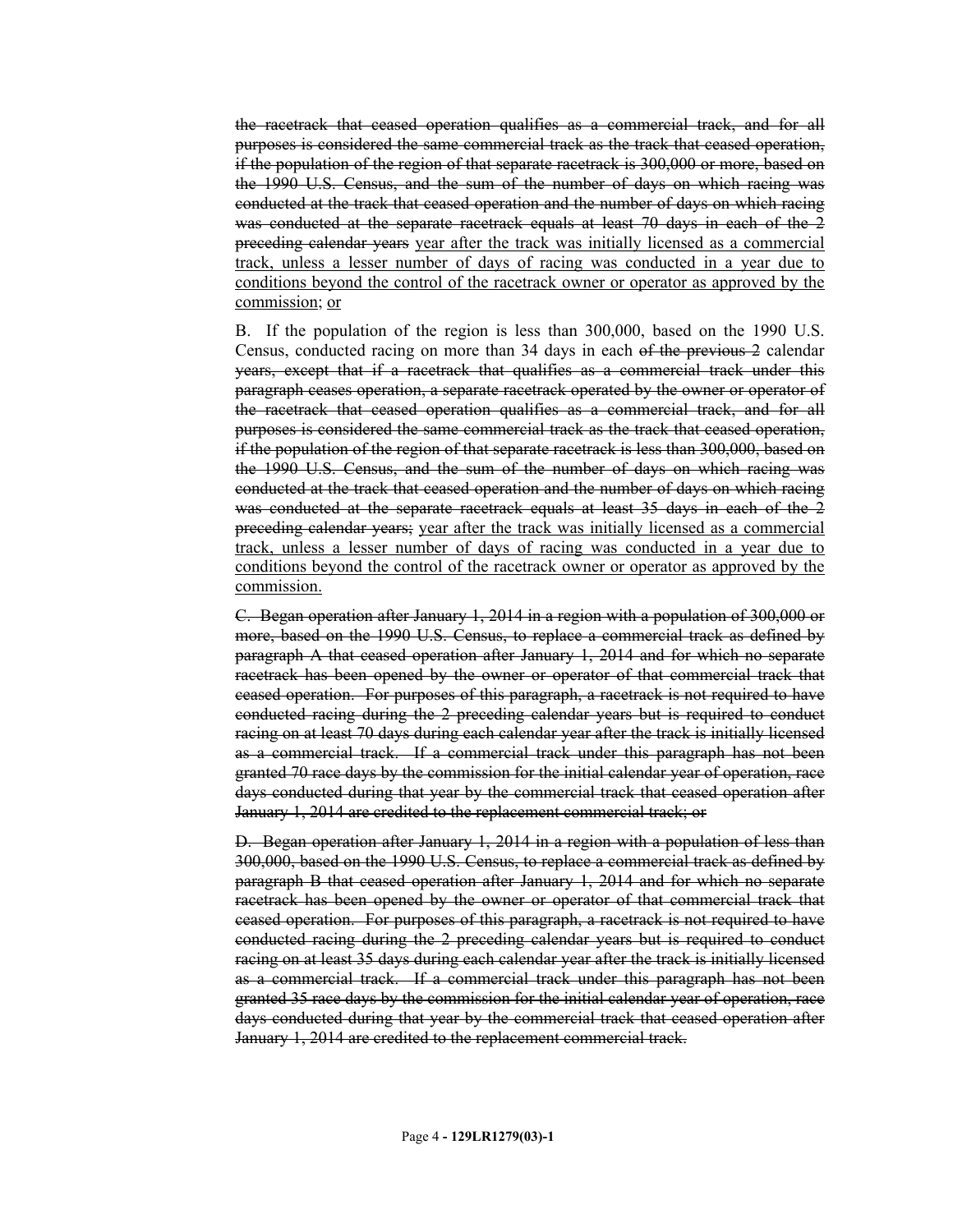~~the racetrack that ceased operation qualifies as a commercial track, and for all purposes is considered the same commercial track as the track that ceased operation, if the population of the region of that separate racetrack is 300,000 or more, based on the 1990 U.S. Census, and the sum of the number of days on which racing was conducted at the track that ceased operation and the number of days on which racing was conducted at the separate racetrack equals at least 70 days in each of the 2 preceding calendar years~~ <u>year after the track was initially licensed as a commercial track, unless a lesser number of days of racing was conducted in a year due to conditions beyond the control of the racetrack owner or operator as approved by the commission</u>; <u>or</u>

B. If the population of the region is less than 300,000, based on the 1990 U.S. Census, conducted racing on more than 34 days in each ~~of the previous 2~~ calendar ~~years, except that if a racetrack that qualifies as a commercial track under this paragraph ceases operation, a separate racetrack operated by the owner or operator of the racetrack that ceased operation qualifies as a commercial track, and for all purposes is considered the same commercial track as the track that ceased operation, if the population of the region of that separate racetrack is less than 300,000, based on the 1990 U.S. Census, and the sum of the number of days on which racing was conducted at the track that ceased operation and the number of days on which racing was conducted at the separate racetrack equals at least 35 days in each of the 2 preceding calendar years;~~ <u>year after the track was initially licensed as a commercial track, unless a lesser number of days of racing was conducted in a year due to conditions beyond the control of the racetrack owner or operator as approved by the commission.</u>

~~C. Began operation after January 1, 2014 in a region with a population of 300,000 or more, based on the 1990 U.S. Census, to replace a commercial track as defined by paragraph A that ceased operation after January 1, 2014 and for which no separate racetrack has been opened by the owner or operator of that commercial track that ceased operation. For purposes of this paragraph, a racetrack is not required to have conducted racing during the 2 preceding calendar years but is required to conduct racing on at least 70 days during each calendar year after the track is initially licensed as a commercial track. If a commercial track under this paragraph has not been granted 70 race days by the commission for the initial calendar year of operation, race days conducted during that year by the commercial track that ceased operation after January 1, 2014 are credited to the replacement commercial track; or~~

~~D. Began operation after January 1, 2014 in a region with a population of less than 300,000, based on the 1990 U.S. Census, to replace a commercial track as defined by paragraph B that ceased operation after January 1, 2014 and for which no separate racetrack has been opened by the owner or operator of that commercial track that ceased operation. For purposes of this paragraph, a racetrack is not required to have conducted racing during the 2 preceding calendar years but is required to conduct racing on at least 35 days during each calendar year after the track is initially licensed as a commercial track. If a commercial track under this paragraph has not been granted 35 race days by the commission for the initial calendar year of operation, race days conducted during that year by the commercial track that ceased operation after January 1, 2014 are credited to the replacement commercial track.~~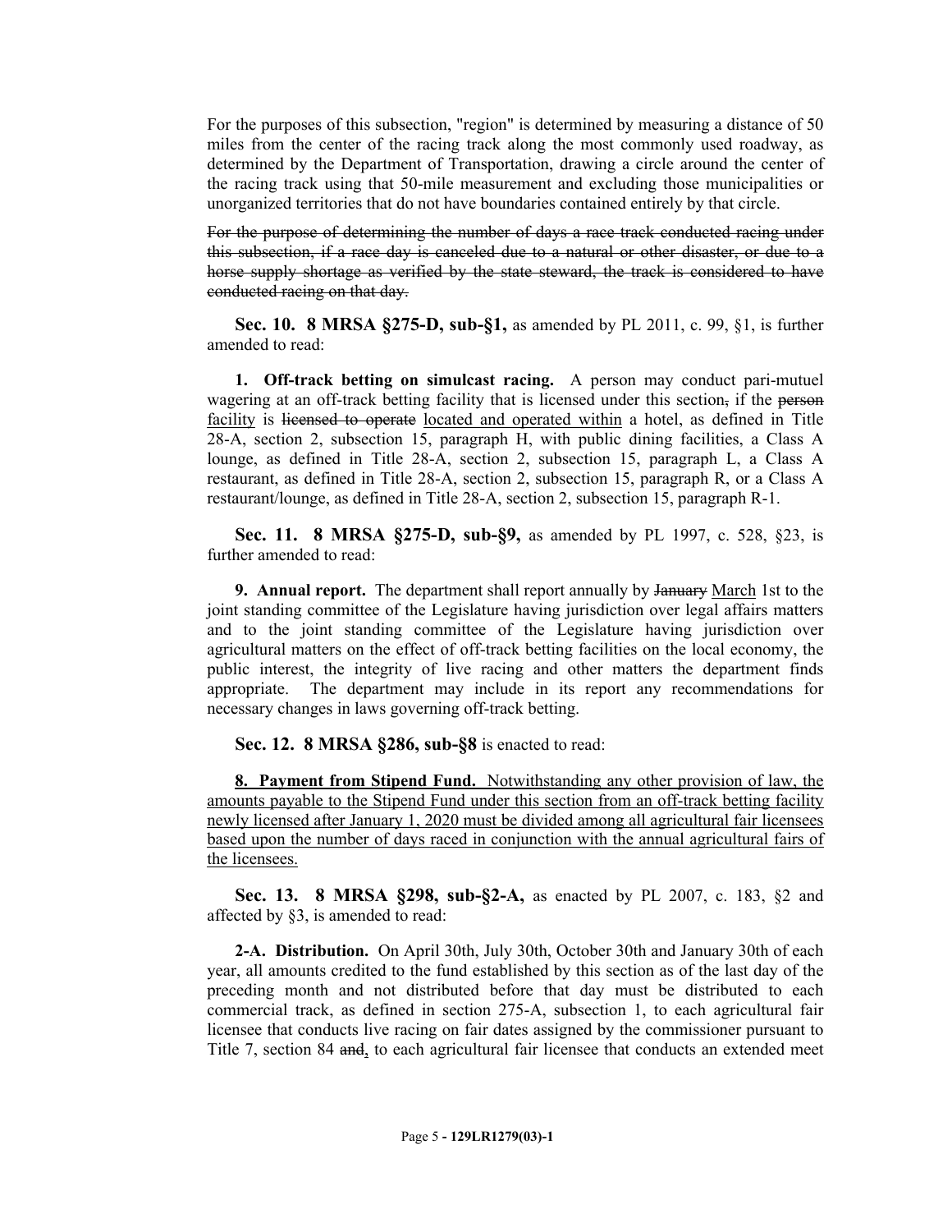For the purposes of this subsection, "region" is determined by measuring a distance of 50 miles from the center of the racing track along the most commonly used roadway, as determined by the Department of Transportation, drawing a circle around the center of the racing track using that 50-mile measurement and excluding those municipalities or unorganized territories that do not have boundaries contained entirely by that circle.

~~For the purpose of determining the number of days a race track conducted racing under this subsection, if a race day is canceled due to a natural or other disaster, or due to a horse supply shortage as verified by the state steward, the track is considered to have conducted racing on that day.~~

**Sec. 10. 8 MRSA §275-D, sub-§1,** as amended by PL 2011, c. 99, §1, is further amended to read:

**1. Off-track betting on simulcast racing.** A person may conduct pari-mutuel wagering at an off-track betting facility that is licensed under this section~~,~~ if the ~~person~~ <u>facility</u> is ~~licensed to operate~~ <u>located and operated within</u> a hotel, as defined in Title 28-A, section 2, subsection 15, paragraph H, with public dining facilities, a Class A lounge, as defined in Title 28-A, section 2, subsection 15, paragraph L, a Class A restaurant, as defined in Title 28-A, section 2, subsection 15, paragraph R, or a Class A restaurant/lounge, as defined in Title 28-A, section 2, subsection 15, paragraph R-1.

**Sec. 11. 8 MRSA §275-D, sub-§9,** as amended by PL 1997, c. 528, §23, is further amended to read:

**9. Annual report.** The department shall report annually by ~~January~~ <u>March</u> 1st to the joint standing committee of the Legislature having jurisdiction over legal affairs matters and to the joint standing committee of the Legislature having jurisdiction over agricultural matters on the effect of off-track betting facilities on the local economy, the public interest, the integrity of live racing and other matters the department finds appropriate. The department may include in its report any recommendations for necessary changes in laws governing off-track betting.

**Sec. 12. 8 MRSA §286, sub-§8** is enacted to read:

<u>**8. Payment from Stipend Fund.** Notwithstanding any other provision of law, the amounts payable to the Stipend Fund under this section from an off-track betting facility newly licensed after January 1, 2020 must be divided among all agricultural fair licensees based upon the number of days raced in conjunction with the annual agricultural fairs of the licensees.</u>

**Sec. 13. 8 MRSA §298, sub-§2-A,** as enacted by PL 2007, c. 183, §2 and affected by §3, is amended to read:

**2-A. Distribution.** On April 30th, July 30th, October 30th and January 30th of each year, all amounts credited to the fund established by this section as of the last day of the preceding month and not distributed before that day must be distributed to each commercial track, as defined in section 275-A, subsection 1, to each agricultural fair licensee that conducts live racing on fair dates assigned by the commissioner pursuant to Title 7, section 84 ~~and~~<u>,</u> to each agricultural fair licensee that conducts an extended meet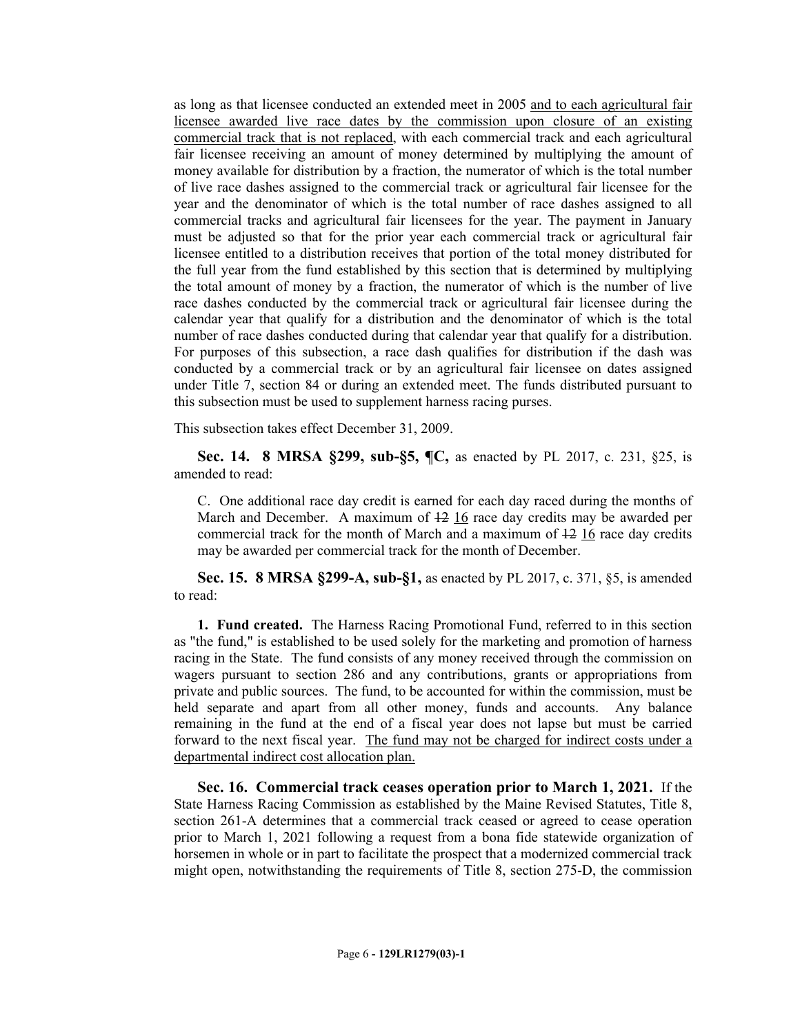as long as that licensee conducted an extended meet in 2005 and to each agricultural fair licensee awarded live race dates by the commission upon closure of an existing commercial track that is not replaced, with each commercial track and each agricultural fair licensee receiving an amount of money determined by multiplying the amount of money available for distribution by a fraction, the numerator of which is the total number of live race dashes assigned to the commercial track or agricultural fair licensee for the year and the denominator of which is the total number of race dashes assigned to all commercial tracks and agricultural fair licensees for the year. The payment in January must be adjusted so that for the prior year each commercial track or agricultural fair licensee entitled to a distribution receives that portion of the total money distributed for the full year from the fund established by this section that is determined by multiplying the total amount of money by a fraction, the numerator of which is the number of live race dashes conducted by the commercial track or agricultural fair licensee during the calendar year that qualify for a distribution and the denominator of which is the total number of race dashes conducted during that calendar year that qualify for a distribution. For purposes of this subsection, a race dash qualifies for distribution if the dash was conducted by a commercial track or by an agricultural fair licensee on dates assigned under Title 7, section 84 or during an extended meet. The funds distributed pursuant to this subsection must be used to supplement harness racing purses.

This subsection takes effect December 31, 2009.

**Sec. 14. 8 MRSA §299, sub-§5, ¶C,** as enacted by PL 2017, c. 231, §25, is amended to read:

C. One additional race day credit is earned for each day raced during the months of March and December. A maximum of ~~12~~ 16 race day credits may be awarded per commercial track for the month of March and a maximum of ~~12~~ 16 race day credits may be awarded per commercial track for the month of December.

**Sec. 15. 8 MRSA §299-A, sub-§1,** as enacted by PL 2017, c. 371, §5, is amended to read:

**1. Fund created.** The Harness Racing Promotional Fund, referred to in this section as "the fund," is established to be used solely for the marketing and promotion of harness racing in the State. The fund consists of any money received through the commission on wagers pursuant to section 286 and any contributions, grants or appropriations from private and public sources. The fund, to be accounted for within the commission, must be held separate and apart from all other money, funds and accounts. Any balance remaining in the fund at the end of a fiscal year does not lapse but must be carried forward to the next fiscal year. The fund may not be charged for indirect costs under a departmental indirect cost allocation plan.

**Sec. 16. Commercial track ceases operation prior to March 1, 2021.** If the State Harness Racing Commission as established by the Maine Revised Statutes, Title 8, section 261-A determines that a commercial track ceased or agreed to cease operation prior to March 1, 2021 following a request from a bona fide statewide organization of horsemen in whole or in part to facilitate the prospect that a modernized commercial track might open, notwithstanding the requirements of Title 8, section 275-D, the commission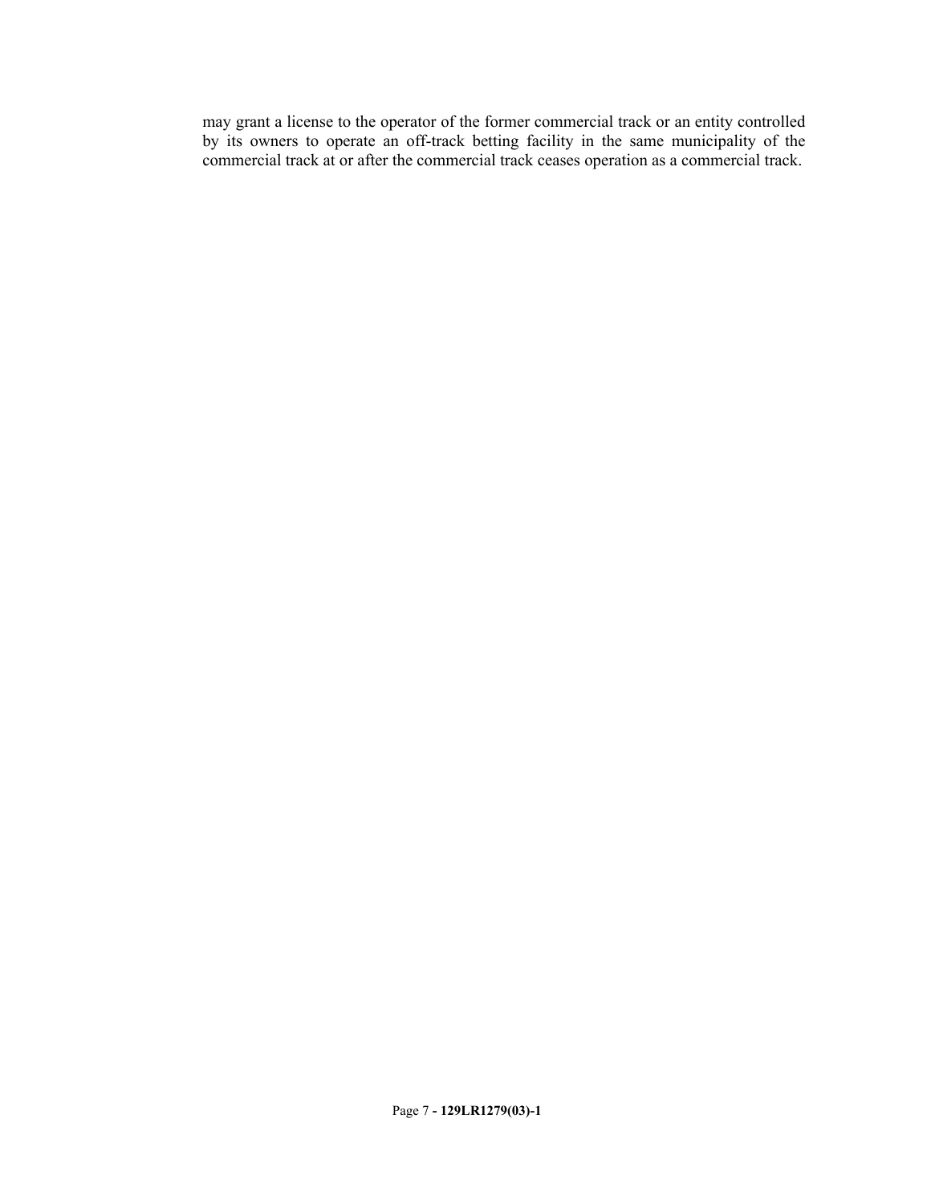may grant a license to the operator of the former commercial track or an entity controlled by its owners to operate an off-track betting facility in the same municipality of the commercial track at or after the commercial track ceases operation as a commercial track.